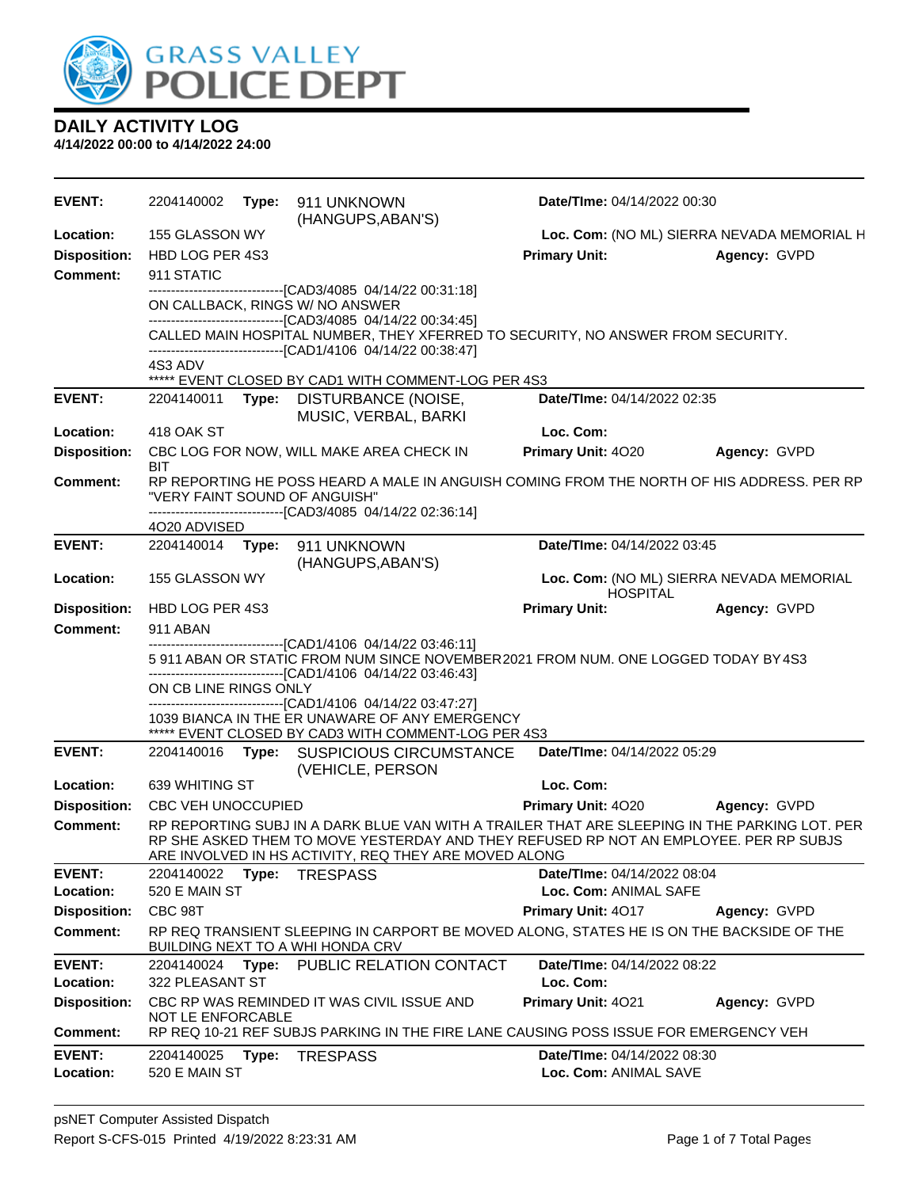GRASS VALLEY POLICE DEPT

## DAILY ACTIVITY LOG

**4/14/2022 00:00 to 4/14/2022 24:00**

---

**EVENT:** 2204140002 **Type:** 911 UNKNOWN (HANGUPS,ABAN'S) **Date/TIme:** 04/14/2022 00:30
**Location:** 155 GLASSON WY **Loc. Com:** (NO ML) SIERRA NEVADA MEMORIAL H
**Disposition:** HBD LOG PER 4S3 **Primary Unit:** **Agency:** GVPD
**Comment:** 911 STATIC

------------------------------[CAD3/4085 04/14/22 00:31:18]
ON CALLBACK, RINGS W/ NO ANSWER
------------------------------[CAD3/4085 04/14/22 00:34:45]
CALLED MAIN HOSPITAL NUMBER, THEY XFERRED TO SECURITY, NO ANSWER FROM SECURITY.
------------------------------[CAD1/4106 04/14/22 00:38:47]
4S3 ADV
***** EVENT CLOSED BY CAD1 WITH COMMENT-LOG PER 4S3

---

**EVENT:** 2204140011 **Type:** DISTURBANCE (NOISE, MUSIC, VERBAL, BARKI **Date/TIme:** 04/14/2022 02:35
**Location:** 418 OAK ST **Loc. Com:**
**Disposition:** CBC LOG FOR NOW, WILL MAKE AREA CHECK IN BIT **Primary Unit:** 4O20 **Agency:** GVPD
**Comment:** RP REPORTING HE POSS HEARD A MALE IN ANGUISH COMING FROM THE NORTH OF HIS ADDRESS. PER RP "VERY FAINT SOUND OF ANGUISH"

------------------------------[CAD3/4085 04/14/22 02:36:14]
4O20 ADVISED

---

**EVENT:** 2204140014 **Type:** 911 UNKNOWN (HANGUPS,ABAN'S) **Date/TIme:** 04/14/2022 03:45
**Location:** 155 GLASSON WY **Loc. Com:** (NO ML) SIERRA NEVADA MEMORIAL HOSPITAL
**Disposition:** HBD LOG PER 4S3 **Primary Unit:** **Agency:** GVPD
**Comment:** 911 ABAN

------------------------------[CAD1/4106 04/14/22 03:46:11]
5 911 ABAN OR STATIC FROM NUM SINCE NOVEMBER2021 FROM NUM. ONE LOGGED TODAY BY 4S3
------------------------------[CAD1/4106 04/14/22 03:46:43]
ON CB LINE RINGS ONLY
------------------------------[CAD1/4106 04/14/22 03:47:27]
1039 BIANCA IN THE ER UNAWARE OF ANY EMERGENCY
***** EVENT CLOSED BY CAD3 WITH COMMENT-LOG PER 4S3

---

**EVENT:** 2204140016 **Type:** SUSPICIOUS CIRCUMSTANCE (VEHICLE, PERSON **Date/TIme:** 04/14/2022 05:29
**Location:** 639 WHITING ST **Loc. Com:**
**Disposition:** CBC VEH UNOCCUPIED **Primary Unit:** 4O20 **Agency:** GVPD
**Comment:** RP REPORTING SUBJ IN A DARK BLUE VAN WITH A TRAILER THAT ARE SLEEPING IN THE PARKING LOT. PER RP SHE ASKED THEM TO MOVE YESTERDAY AND THEY REFUSED RP NOT AN EMPLOYEE. PER RP SUBJS ARE INVOLVED IN HS ACTIVITY, REQ THEY ARE MOVED ALONG

---

**EVENT:** 2204140022 **Type:** TRESPASS **Date/TIme:** 04/14/2022 08:04
**Location:** 520 E MAIN ST **Loc. Com:** ANIMAL SAFE
**Disposition:** CBC 98T **Primary Unit:** 4O17 **Agency:** GVPD
**Comment:** RP REQ TRANSIENT SLEEPING IN CARPORT BE MOVED ALONG, STATES HE IS ON THE BACKSIDE OF THE BUILDING NEXT TO A WHI HONDA CRV

---

**EVENT:** 2204140024 **Type:** PUBLIC RELATION CONTACT **Date/TIme:** 04/14/2022 08:22
**Location:** 322 PLEASANT ST **Loc. Com:**
**Disposition:** CBC RP WAS REMINDED IT WAS CIVIL ISSUE AND NOT LE ENFORCABLE **Primary Unit:** 4O21 **Agency:** GVPD
**Comment:** RP REQ 10-21 REF SUBJS PARKING IN THE FIRE LANE CAUSING POSS ISSUE FOR EMERGENCY VEH

---

**EVENT:** 2204140025 **Type:** TRESPASS **Date/TIme:** 04/14/2022 08:30
**Location:** 520 E MAIN ST **Loc. Com:** ANIMAL SAVE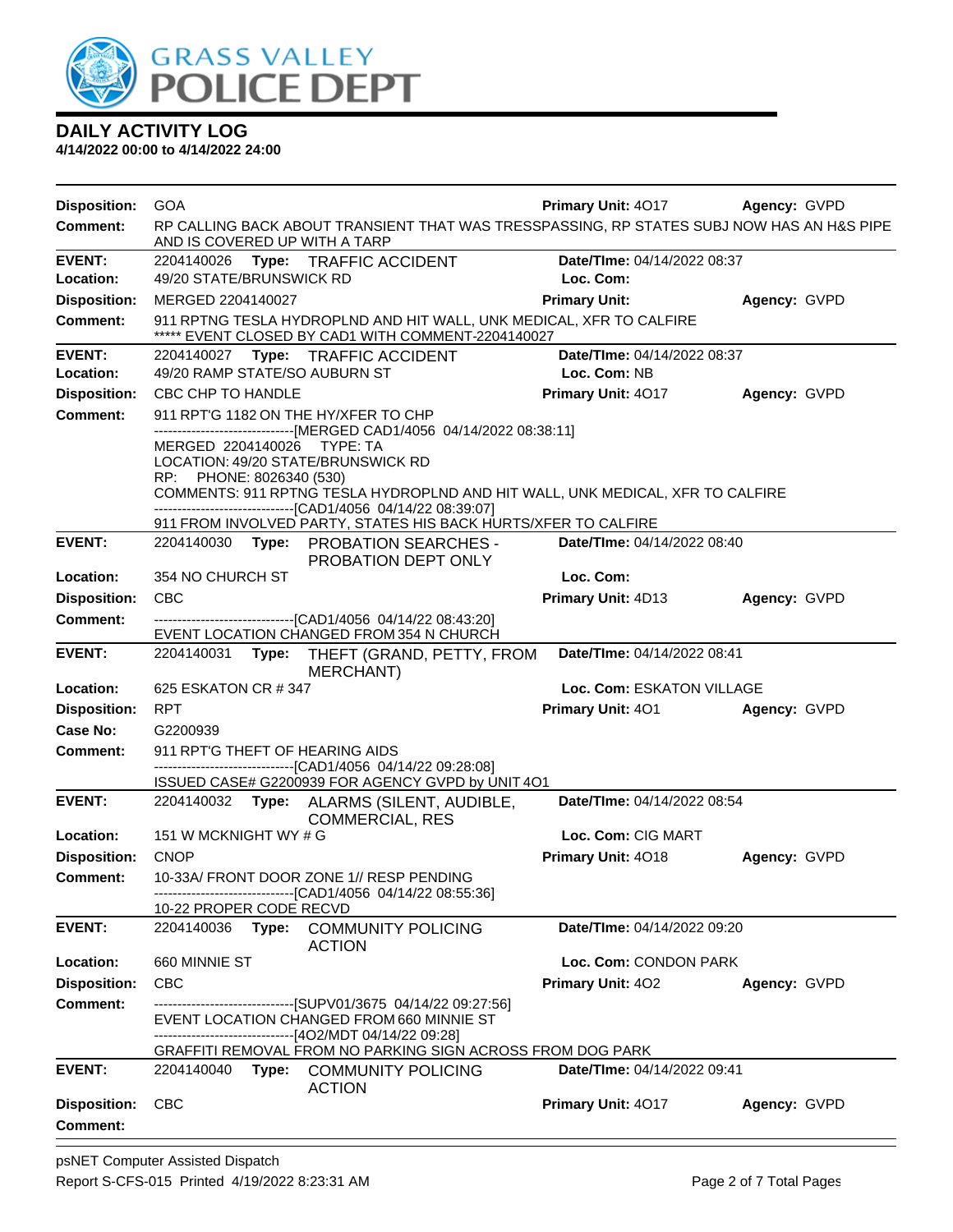# DAILY ACTIVITY LOG

**4/14/2022 00:00 to 4/14/2022 24:00**

**Disposition:** GOA **Primary Unit:** 4O17 **Agency:** GVPD

**Comment:** RP CALLING BACK ABOUT TRANSIENT THAT WAS TRESSPASSING, RP STATES SUBJ NOW HAS AN H&S PIPE AND IS COVERED UP WITH A TARP

---

**EVENT:** 2204140026 **Type:** TRAFFIC ACCIDENT **Date/TIme:** 04/14/2022 08:37

**Location:** 49/20 STATE/BRUNSWICK RD **Loc. Com:**

**Disposition:** MERGED 2204140027 **Primary Unit:** **Agency:** GVPD

**Comment:** 911 RPTNG TESLA HYDROPLND AND HIT WALL, UNK MEDICAL, XFR TO CALFIRE
***** EVENT CLOSED BY CAD1 WITH COMMENT-2204140027

---

**EVENT:** 2204140027 **Type:** TRAFFIC ACCIDENT **Date/TIme:** 04/14/2022 08:37

**Location:** 49/20 RAMP STATE/SO AUBURN ST **Loc. Com:** NB

**Disposition:** CBC CHP TO HANDLE **Primary Unit:** 4O17 **Agency:** GVPD

**Comment:** 911 RPT'G 1182 ON THE HY/XFER TO CHP
-------------------------------[MERGED CAD1/4056 04/14/2022 08:38:11]
MERGED 2204140026 TYPE: TA
LOCATION: 49/20 STATE/BRUNSWICK RD
RP: PHONE: 8026340 (530)
COMMENTS: 911 RPTNG TESLA HYDROPLND AND HIT WALL, UNK MEDICAL, XFR TO CALFIRE
-------------------------------[CAD1/4056 04/14/22 08:39:07]
911 FROM INVOLVED PARTY, STATES HIS BACK HURTS/XFER TO CALFIRE

---

**EVENT:** 2204140030 **Type:** PROBATION SEARCHES - PROBATION DEPT ONLY **Date/TIme:** 04/14/2022 08:40

**Location:** 354 NO CHURCH ST **Loc. Com:**

**Disposition:** CBC **Primary Unit:** 4D13 **Agency:** GVPD

**Comment:** -------------------------------[CAD1/4056 04/14/22 08:43:20]
EVENT LOCATION CHANGED FROM 354 N CHURCH

---

**EVENT:** 2204140031 **Type:** THEFT (GRAND, PETTY, FROM MERCHANT) **Date/TIme:** 04/14/2022 08:41

**Location:** 625 ESKATON CR # 347 **Loc. Com:** ESKATON VILLAGE

**Disposition:** RPT **Primary Unit:** 4O1 **Agency:** GVPD

**Case No:** G2200939

**Comment:** 911 RPT'G THEFT OF HEARING AIDS
-------------------------------[CAD1/4056 04/14/22 09:28:08]
ISSUED CASE# G2200939 FOR AGENCY GVPD by UNIT 4O1

---

**EVENT:** 2204140032 **Type:** ALARMS (SILENT, AUDIBLE, COMMERCIAL, RES **Date/TIme:** 04/14/2022 08:54

**Location:** 151 W MCKNIGHT WY # G **Loc. Com:** CIG MART

**Disposition:** CNOP **Primary Unit:** 4O18 **Agency:** GVPD

**Comment:** 10-33A/ FRONT DOOR ZONE 1// RESP PENDING
-------------------------------[CAD1/4056 04/14/22 08:55:36]
10-22 PROPER CODE RECVD

---

**EVENT:** 2204140036 **Type:** COMMUNITY POLICING ACTION **Date/TIme:** 04/14/2022 09:20

**Location:** 660 MINNIE ST **Loc. Com:** CONDON PARK

**Disposition:** CBC **Primary Unit:** 4O2 **Agency:** GVPD

**Comment:** -------------------------------[SUPV01/3675 04/14/22 09:27:56]
EVENT LOCATION CHANGED FROM 660 MINNIE ST
-------------------------------[4O2/MDT 04/14/22 09:28]
GRAFFITI REMOVAL FROM NO PARKING SIGN ACROSS FROM DOG PARK

---

**EVENT:** 2204140040 **Type:** COMMUNITY POLICING ACTION **Date/TIme:** 04/14/2022 09:41

**Disposition:** CBC **Primary Unit:** 4O17 **Agency:** GVPD

**Comment:**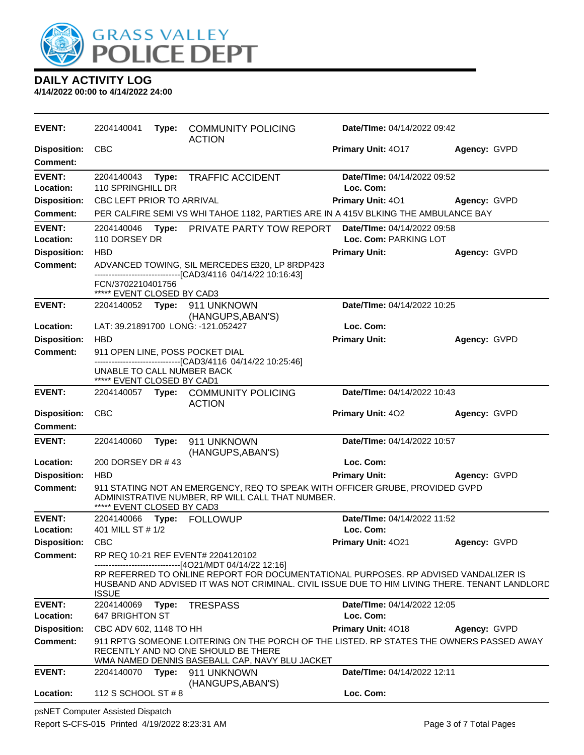# GRASS VALLEY POLICE DEPT

## DAILY ACTIVITY LOG

**4/14/2022 00:00 to 4/14/2022 24:00**

---

**EVENT:** 2204140041 **Type:** COMMUNITY POLICING ACTION **Date/TIme:** 04/14/2022 09:42
**Disposition:** CBC **Primary Unit:** 4O17 **Agency:** GVPD
**Comment:**

---

**EVENT:** 2204140043 **Type:** TRAFFIC ACCIDENT **Date/TIme:** 04/14/2022 09:52
**Location:** 110 SPRINGHILL DR **Loc. Com:**
**Disposition:** CBC LEFT PRIOR TO ARRIVAL **Primary Unit:** 4O1 **Agency:** GVPD
**Comment:** PER CALFIRE SEMI VS WHI TAHOE 1182, PARTIES ARE IN A 415V BLKING THE AMBULANCE BAY

---

**EVENT:** 2204140046 **Type:** PRIVATE PARTY TOW REPORT **Date/TIme:** 04/14/2022 09:58
**Location:** 110 DORSEY DR **Loc. Com:** PARKING LOT
**Disposition:** HBD **Primary Unit:** **Agency:** GVPD
**Comment:** ADVANCED TOWING, SIL MERCEDES E320, LP 8RDP423
------------------------------[CAD3/4116 04/14/22 10:16:43]
FCN/3702210401756
***** EVENT CLOSED BY CAD3

---

**EVENT:** 2204140052 **Type:** 911 UNKNOWN (HANGUPS,ABAN'S) **Date/TIme:** 04/14/2022 10:25
**Location:** LAT: 39.21891700 LONG: -121.052427 **Loc. Com:**
**Disposition:** HBD **Primary Unit:** **Agency:** GVPD
**Comment:** 911 OPEN LINE, POSS POCKET DIAL
------------------------------[CAD3/4116 04/14/22 10:25:46]
UNABLE TO CALL NUMBER BACK
***** EVENT CLOSED BY CAD1

---

**EVENT:** 2204140057 **Type:** COMMUNITY POLICING ACTION **Date/TIme:** 04/14/2022 10:43
**Disposition:** CBC **Primary Unit:** 4O2 **Agency:** GVPD
**Comment:**

---

**EVENT:** 2204140060 **Type:** 911 UNKNOWN (HANGUPS,ABAN'S) **Date/TIme:** 04/14/2022 10:57
**Location:** 200 DORSEY DR # 43 **Loc. Com:**
**Disposition:** HBD **Primary Unit:** **Agency:** GVPD
**Comment:** 911 STATING NOT AN EMERGENCY, REQ TO SPEAK WITH OFFICER GRUBE, PROVIDED GVPD ADMINISTRATIVE NUMBER, RP WILL CALL THAT NUMBER.
***** EVENT CLOSED BY CAD3

---

**EVENT:** 2204140066 **Type:** FOLLOWUP **Date/TIme:** 04/14/2022 11:52
**Location:** 401 MILL ST # 1/2 **Loc. Com:**
**Disposition:** CBC **Primary Unit:** 4O21 **Agency:** GVPD
**Comment:** RP REQ 10-21 REF EVENT# 2204120102
------------------------------[4O21/MDT 04/14/22 12:16]
RP REFERRED TO ONLINE REPORT FOR DOCUMENTATIONAL PURPOSES. RP ADVISED VANDALIZER IS HUSBAND AND ADVISED IT WAS NOT CRIMINAL. CIVIL ISSUE DUE TO HIM LIVING THERE. TENANT LANDLORD ISSUE

---

**EVENT:** 2204140069 **Type:** TRESPASS **Date/TIme:** 04/14/2022 12:05
**Location:** 647 BRIGHTON ST **Loc. Com:**
**Disposition:** CBC ADV 602, 1148 TO HH **Primary Unit:** 4O18 **Agency:** GVPD
**Comment:** 911 RPT'G SOMEONE LOITERING ON THE PORCH OF THE LISTED. RP STATES THE OWNERS PASSED AWAY RECENTLY AND NO ONE SHOULD BE THERE
WMA NAMED DENNIS BASEBALL CAP, NAVY BLU JACKET

---

**EVENT:** 2204140070 **Type:** 911 UNKNOWN (HANGUPS,ABAN'S) **Date/TIme:** 04/14/2022 12:11
**Location:** 112 S SCHOOL ST # 8 **Loc. Com:**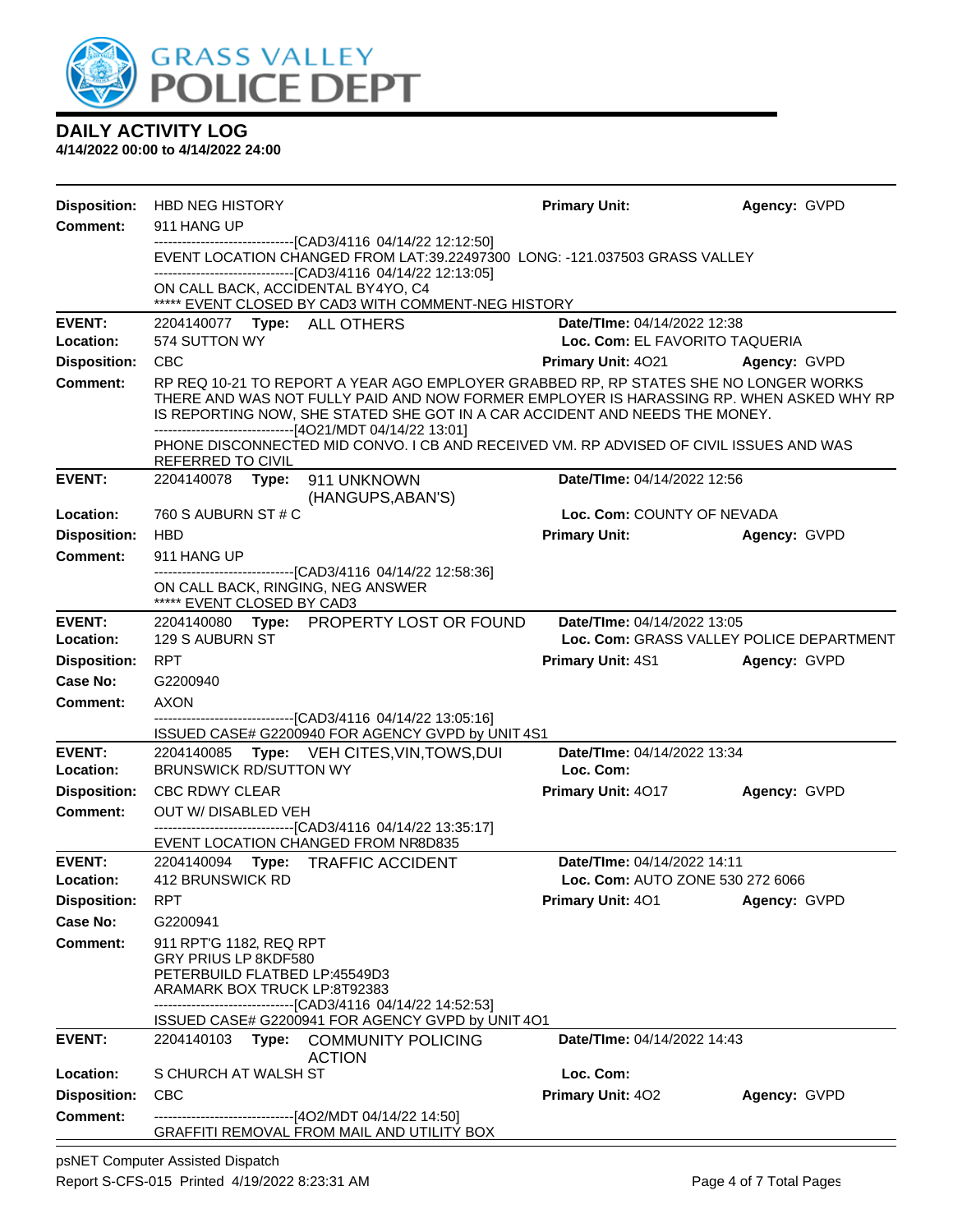# DAILY ACTIVITY LOG

**4/14/2022 00:00 to 4/14/2022 24:00**

**Disposition:** HBD NEG HISTORY | **Primary Unit:** | **Agency:** GVPD

**Comment:** 911 HANG UP

------------------------------[CAD3/4116 04/14/22 12:12:50]
EVENT LOCATION CHANGED FROM LAT:39.22497300 LONG: -121.037503 GRASS VALLEY
------------------------------[CAD3/4116 04/14/22 12:13:05]
ON CALL BACK, ACCIDENTAL BY4YO, C4
***** EVENT CLOSED BY CAD3 WITH COMMENT-NEG HISTORY

---

**EVENT:** 2204140077 **Type:** ALL OTHERS | **Date/TIme:** 04/14/2022 12:38

**Location:** 574 SUTTON WY | **Loc. Com:** EL FAVORITO TAQUERIA

**Disposition:** CBC | **Primary Unit:** 4O21 | **Agency:** GVPD

**Comment:** RP REQ 10-21 TO REPORT A YEAR AGO EMPLOYER GRABBED RP, RP STATES SHE NO LONGER WORKS THERE AND WAS NOT FULLY PAID AND NOW FORMER EMPLOYER IS HARASSING RP. WHEN ASKED WHY RP IS REPORTING NOW, SHE STATED SHE GOT IN A CAR ACCIDENT AND NEEDS THE MONEY.
------------------------------[4O21/MDT 04/14/22 13:01]
PHONE DISCONNECTED MID CONVO. I CB AND RECEIVED VM. RP ADVISED OF CIVIL ISSUES AND WAS REFERRED TO CIVIL

---

**EVENT:** 2204140078 **Type:** 911 UNKNOWN (HANGUPS,ABAN'S) | **Date/TIme:** 04/14/2022 12:56

**Location:** 760 S AUBURN ST # C | **Loc. Com:** COUNTY OF NEVADA

**Disposition:** HBD | **Primary Unit:** | **Agency:** GVPD

**Comment:** 911 HANG UP
------------------------------[CAD3/4116 04/14/22 12:58:36]
ON CALL BACK, RINGING, NEG ANSWER
***** EVENT CLOSED BY CAD3

---

**EVENT:** 2204140080 **Type:** PROPERTY LOST OR FOUND | **Date/TIme:** 04/14/2022 13:05

**Location:** 129 S AUBURN ST | **Loc. Com:** GRASS VALLEY POLICE DEPARTMENT

**Disposition:** RPT | **Primary Unit:** 4S1 | **Agency:** GVPD

**Case No:** G2200940

**Comment:** AXON
------------------------------[CAD3/4116 04/14/22 13:05:16]
ISSUED CASE# G2200940 FOR AGENCY GVPD by UNIT 4S1

---

**EVENT:** 2204140085 **Type:** VEH CITES,VIN,TOWS,DUI | **Date/TIme:** 04/14/2022 13:34

**Location:** BRUNSWICK RD/SUTTON WY | **Loc. Com:**

**Disposition:** CBC RDWY CLEAR | **Primary Unit:** 4O17 | **Agency:** GVPD

**Comment:** OUT W/ DISABLED VEH
------------------------------[CAD3/4116 04/14/22 13:35:17]
EVENT LOCATION CHANGED FROM NR8D835

---

**EVENT:** 2204140094 **Type:** TRAFFIC ACCIDENT | **Date/TIme:** 04/14/2022 14:11

**Location:** 412 BRUNSWICK RD | **Loc. Com:** AUTO ZONE 530 272 6066

**Disposition:** RPT | **Primary Unit:** 4O1 | **Agency:** GVPD

**Case No:** G2200941

**Comment:** 911 RPT'G 1182, REQ RPT
GRY PRIUS LP 8KDF580
PETERBUILD FLATBED LP:45549D3
ARAMARK BOX TRUCK LP:8T92383
------------------------------[CAD3/4116 04/14/22 14:52:53]
ISSUED CASE# G2200941 FOR AGENCY GVPD by UNIT 4O1

---

**EVENT:** 2204140103 **Type:** COMMUNITY POLICING ACTION | **Date/TIme:** 04/14/2022 14:43

**Location:** S CHURCH AT WALSH ST | **Loc. Com:**

**Disposition:** CBC | **Primary Unit:** 4O2 | **Agency:** GVPD

**Comment:** ------------------------------[4O2/MDT 04/14/22 14:50]
GRAFFITI REMOVAL FROM MAIL AND UTILITY BOX

psNET Computer Assisted Dispatch

Report S-CFS-015 Printed 4/19/2022 8:23:31 AM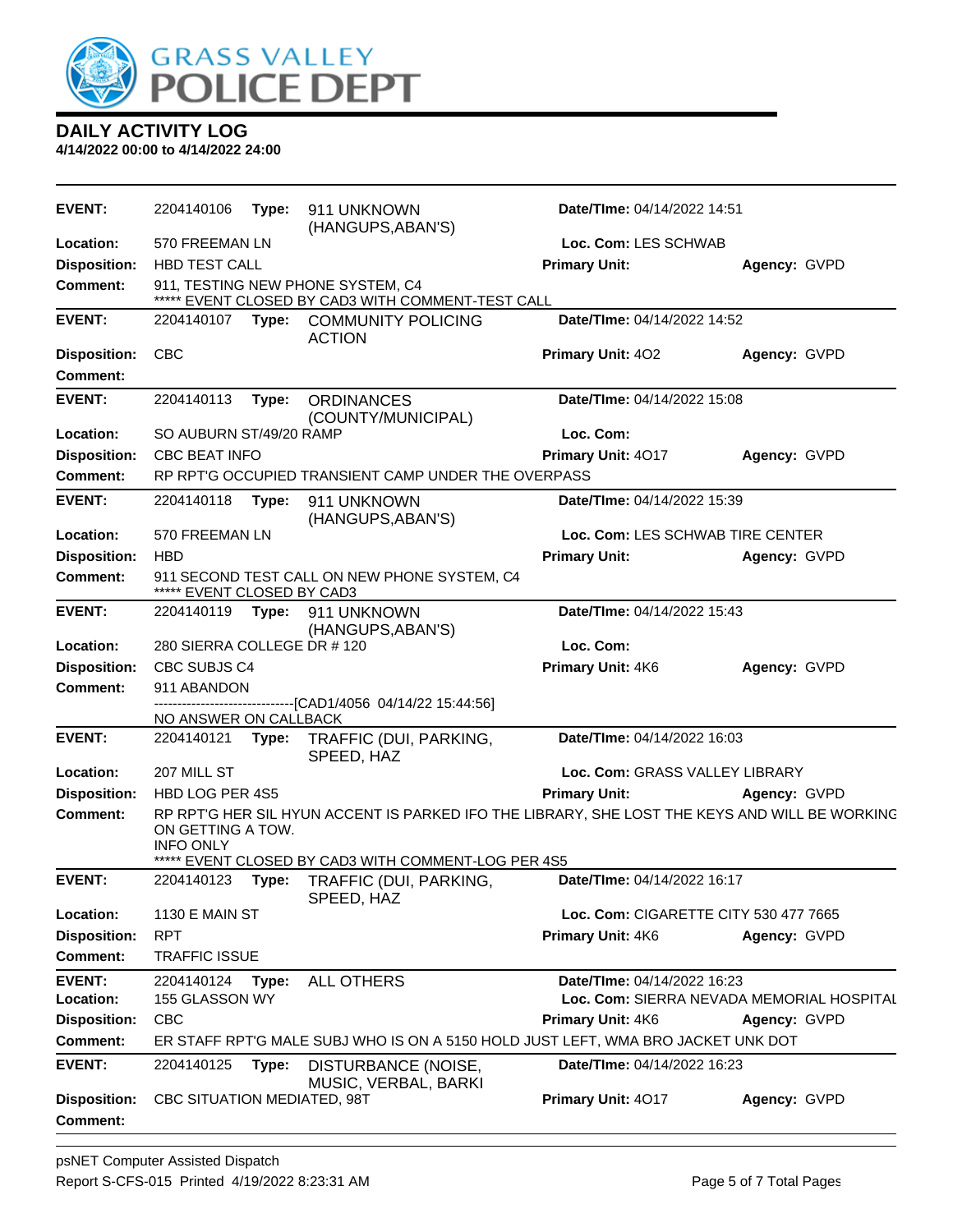# DAILY ACTIVITY LOG

**4/14/2022 00:00 to 4/14/2022 24:00**

| | | | | |
|---|---|---|---|---|
| **EVENT:** | 2204140106 **Type:** 911 UNKNOWN (HANGUPS,ABAN'S) | **Date/TIme:** 04/14/2022 14:51 | | |
| **Location:** | 570 FREEMAN LN | **Loc. Com:** LES SCHWAB | | |
| **Disposition:** | HBD TEST CALL | **Primary Unit:** | **Agency:** GVPD | |
| **Comment:** | 911, TESTING NEW PHONE SYSTEM, C4<br>***** EVENT CLOSED BY CAD3 WITH COMMENT-TEST CALL | | | |
| **EVENT:** | 2204140107 **Type:** COMMUNITY POLICING ACTION | **Date/TIme:** 04/14/2022 14:52 | | |
| **Disposition:** | CBC | **Primary Unit:** 4O2 | **Agency:** GVPD | |
| **Comment:** | | | | |
| **EVENT:** | 2204140113 **Type:** ORDINANCES (COUNTY/MUNICIPAL) | **Date/TIme:** 04/14/2022 15:08 | | |
| **Location:** | SO AUBURN ST/49/20 RAMP | **Loc. Com:** | | |
| **Disposition:** | CBC BEAT INFO | **Primary Unit:** 4O17 | **Agency:** GVPD | |
| **Comment:** | RP RPT'G OCCUPIED TRANSIENT CAMP UNDER THE OVERPASS | | | |
| **EVENT:** | 2204140118 **Type:** 911 UNKNOWN (HANGUPS,ABAN'S) | **Date/TIme:** 04/14/2022 15:39 | | |
| **Location:** | 570 FREEMAN LN | **Loc. Com:** LES SCHWAB TIRE CENTER | | |
| **Disposition:** | HBD | **Primary Unit:** | **Agency:** GVPD | |
| **Comment:** | 911 SECOND TEST CALL ON NEW PHONE SYSTEM, C4<br>***** EVENT CLOSED BY CAD3 | | | |
| **EVENT:** | 2204140119 **Type:** 911 UNKNOWN (HANGUPS,ABAN'S) | **Date/TIme:** 04/14/2022 15:43 | | |
| **Location:** | 280 SIERRA COLLEGE DR # 120 | **Loc. Com:** | | |
| **Disposition:** | CBC SUBJS C4 | **Primary Unit:** 4K6 | **Agency:** GVPD | |
| **Comment:** | 911 ABANDON<br>------------------------------[CAD1/4056 04/14/22 15:44:56]<br>NO ANSWER ON CALLBACK | | | |
| **EVENT:** | 2204140121 **Type:** TRAFFIC (DUI, PARKING, SPEED, HAZ | **Date/TIme:** 04/14/2022 16:03 | | |
| **Location:** | 207 MILL ST | **Loc. Com:** GRASS VALLEY LIBRARY | | |
| **Disposition:** | HBD LOG PER 4S5 | **Primary Unit:** | **Agency:** GVPD | |
| **Comment:** | RP RPT'G HER SIL HYUN ACCENT IS PARKED IFO THE LIBRARY, SHE LOST THE KEYS AND WILL BE WORKING ON GETTING A TOW.<br>INFO ONLY<br>***** EVENT CLOSED BY CAD3 WITH COMMENT-LOG PER 4S5 | | | |
| **EVENT:** | 2204140123 **Type:** TRAFFIC (DUI, PARKING, SPEED, HAZ | **Date/TIme:** 04/14/2022 16:17 | | |
| **Location:** | 1130 E MAIN ST | **Loc. Com:** CIGARETTE CITY 530 477 7665 | | |
| **Disposition:** | RPT | **Primary Unit:** 4K6 | **Agency:** GVPD | |
| **Comment:** | TRAFFIC ISSUE | | | |
| **EVENT:** | 2204140124 **Type:** ALL OTHERS | **Date/TIme:** 04/14/2022 16:23 | | |
| **Location:** | 155 GLASSON WY | **Loc. Com:** SIERRA NEVADA MEMORIAL HOSPITAL | | |
| **Disposition:** | CBC | **Primary Unit:** 4K6 | **Agency:** GVPD | |
| **Comment:** | ER STAFF RPT'G MALE SUBJ WHO IS ON A 5150 HOLD JUST LEFT, WMA BRO JACKET UNK DOT | | | |
| **EVENT:** | 2204140125 **Type:** DISTURBANCE (NOISE, MUSIC, VERBAL, BARKI | **Date/TIme:** 04/14/2022 16:23 | | |
| **Disposition:** | CBC SITUATION MEDIATED, 98T | **Primary Unit:** 4O17 | **Agency:** GVPD | |
| **Comment:** | | | | |

psNET Computer Assisted Dispatch
Report S-CFS-015 Printed 4/19/2022 8:23:31 AM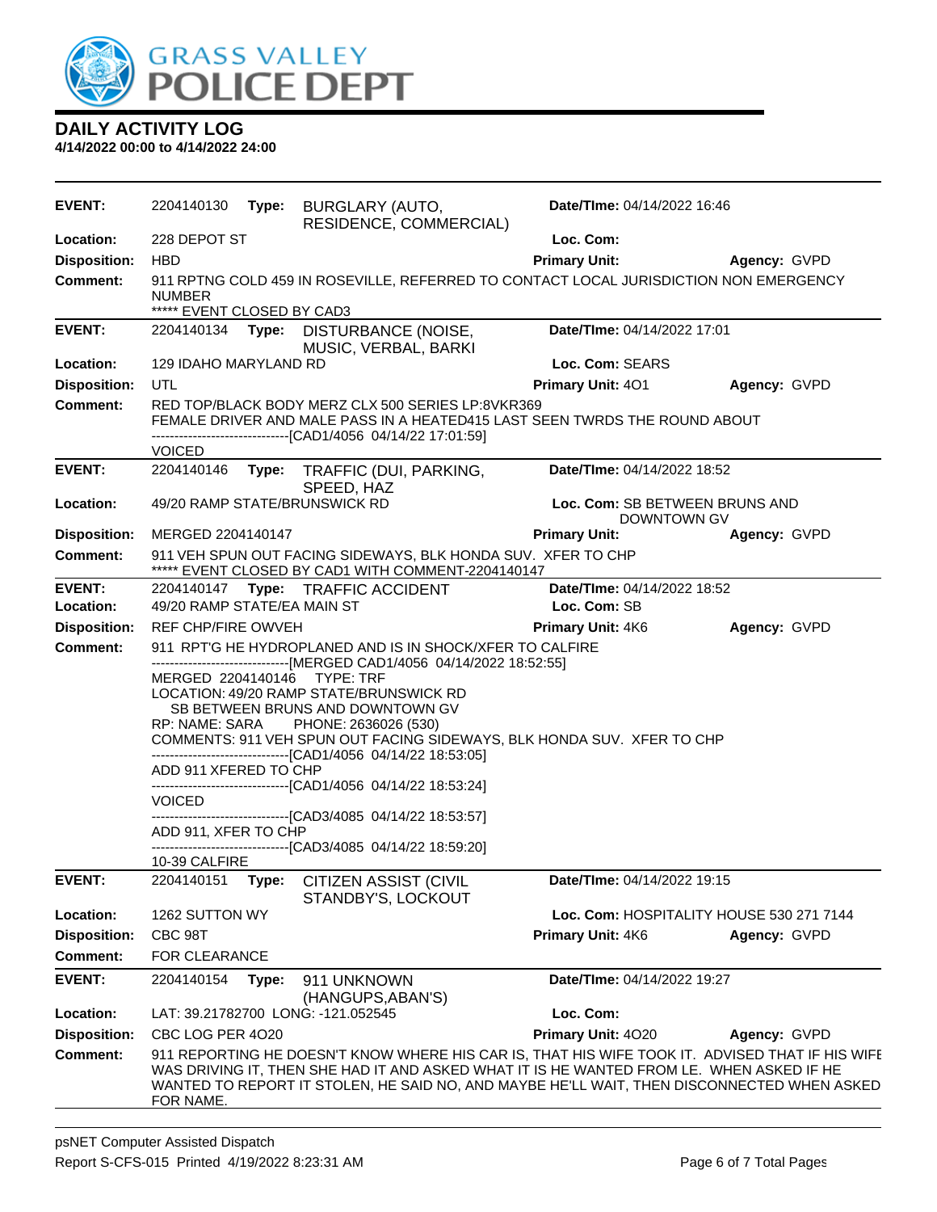# DAILY ACTIVITY LOG

**4/14/2022 00:00 to 4/14/2022 24:00**

| | | | | |
|---|---|---|---|---|
| **EVENT:** | 2204140130 **Type:** BURGLARY (AUTO, RESIDENCE, COMMERCIAL) | **Date/TIme:** 04/14/2022 16:46 | | |
| **Location:** | 228 DEPOT ST | **Loc. Com:** | | |
| **Disposition:** | HBD | **Primary Unit:** | **Agency:** GVPD | |
| **Comment:** | 911 RPTNG COLD 459 IN ROSEVILLE, REFERRED TO CONTACT LOCAL JURISDICTION NON EMERGENCY NUMBER<br>***** EVENT CLOSED BY CAD3 | | | |

| | | | | |
|---|---|---|---|---|
| **EVENT:** | 2204140134 **Type:** DISTURBANCE (NOISE, MUSIC, VERBAL, BARKI | **Date/TIme:** 04/14/2022 17:01 | | |
| **Location:** | 129 IDAHO MARYLAND RD | **Loc. Com:** SEARS | | |
| **Disposition:** | UTL | **Primary Unit:** 4O1 | **Agency:** GVPD | |
| **Comment:** | RED TOP/BLACK BODY MERZ CLX 500 SERIES LP:8VKR369<br>FEMALE DRIVER AND MALE PASS IN A HEATED415 LAST SEEN TWRDS THE ROUND ABOUT<br>------------------------------[CAD1/4056 04/14/22 17:01:59]<br>VOICED | | | |

| | | | | |
|---|---|---|---|---|
| **EVENT:** | 2204140146 **Type:** TRAFFIC (DUI, PARKING, SPEED, HAZ | **Date/TIme:** 04/14/2022 18:52 | | |
| **Location:** | 49/20 RAMP STATE/BRUNSWICK RD | **Loc. Com:** SB BETWEEN BRUNS AND DOWNTOWN GV | | |
| **Disposition:** | MERGED 2204140147 | **Primary Unit:** | **Agency:** GVPD | |
| **Comment:** | 911 VEH SPUN OUT FACING SIDEWAYS, BLK HONDA SUV. XFER TO CHP<br>***** EVENT CLOSED BY CAD1 WITH COMMENT-2204140147 | | | |

| | | | | |
|---|---|---|---|---|
| **EVENT:** | 2204140147 **Type:** TRAFFIC ACCIDENT | **Date/TIme:** 04/14/2022 18:52 | | |
| **Location:** | 49/20 RAMP STATE/EA MAIN ST | **Loc. Com:** SB | | |
| **Disposition:** | REF CHP/FIRE OWVEH | **Primary Unit:** 4K6 | **Agency:** GVPD | |
| **Comment:** | 911 RPT'G HE HYDROPLANED AND IS IN SHOCK/XFER TO CALFIRE<br>------------------------------[MERGED CAD1/4056 04/14/2022 18:52:55]<br>MERGED 2204140146 TYPE: TRF<br>LOCATION: 49/20 RAMP STATE/BRUNSWICK RD<br>SB BETWEEN BRUNS AND DOWNTOWN GV<br>RP: NAME: SARA PHONE: 2636026 (530)<br>COMMENTS: 911 VEH SPUN OUT FACING SIDEWAYS, BLK HONDA SUV. XFER TO CHP<br>------------------------------[CAD1/4056 04/14/22 18:53:05]<br>ADD 911 XFERED TO CHP<br>------------------------------[CAD1/4056 04/14/22 18:53:24]<br>VOICED<br>------------------------------[CAD3/4085 04/14/22 18:53:57]<br>ADD 911, XFER TO CHP<br>------------------------------[CAD3/4085 04/14/22 18:59:20]<br>10-39 CALFIRE | | | |

| | | | | |
|---|---|---|---|---|
| **EVENT:** | 2204140151 **Type:** CITIZEN ASSIST (CIVIL STANDBY'S, LOCKOUT | **Date/TIme:** 04/14/2022 19:15 | | |
| **Location:** | 1262 SUTTON WY | **Loc. Com:** HOSPITALITY HOUSE 530 271 7144 | | |
| **Disposition:** | CBC 98T | **Primary Unit:** 4K6 | **Agency:** GVPD | |
| **Comment:** | FOR CLEARANCE | | | |

| | | | | |
|---|---|---|---|---|
| **EVENT:** | 2204140154 **Type:** 911 UNKNOWN (HANGUPS,ABAN'S) | **Date/TIme:** 04/14/2022 19:27 | | |
| **Location:** | LAT: 39.21782700 LONG: -121.052545 | **Loc. Com:** | | |
| **Disposition:** | CBC LOG PER 4O20 | **Primary Unit:** 4O20 | **Agency:** GVPD | |
| **Comment:** | 911 REPORTING HE DOESN'T KNOW WHERE HIS CAR IS, THAT HIS WIFE TOOK IT. ADVISED THAT IF HIS WIFE WAS DRIVING IT, THEN SHE HAD IT AND ASKED WHAT IT IS HE WANTED FROM LE. WHEN ASKED IF HE WANTED TO REPORT IT STOLEN, HE SAID NO, AND MAYBE HE'LL WAIT, THEN DISCONNECTED WHEN ASKED FOR NAME. | | | |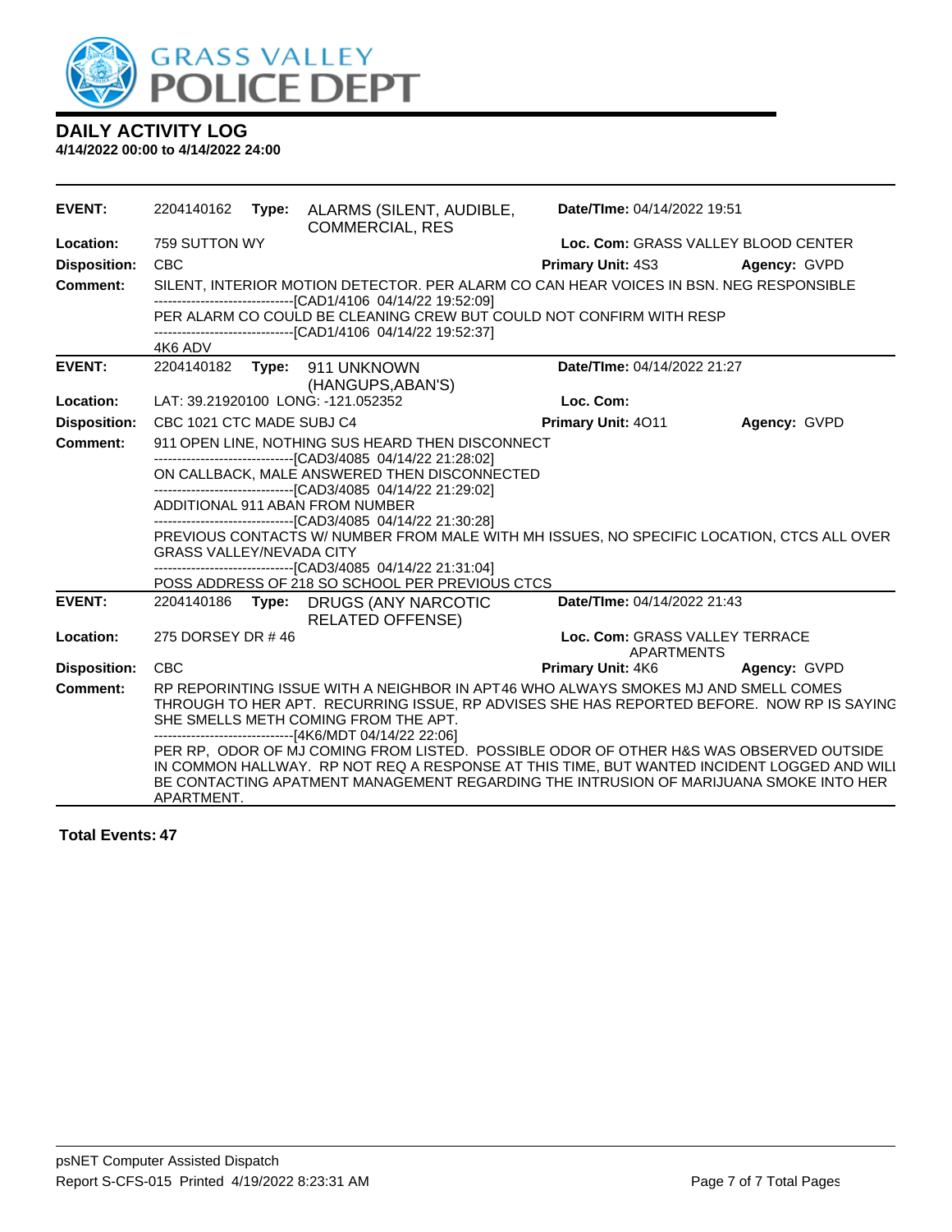GRASS VALLEY POLICE DEPT

## DAILY ACTIVITY LOG

**4/14/2022 00:00 to 4/14/2022 24:00**

| | | | | |
|---|---|---|---|---|
| **EVENT:** | 2204140162 **Type:** ALARMS (SILENT, AUDIBLE, COMMERCIAL, RES | **Date/TIme:** 04/14/2022 19:51 | | |
| **Location:** | 759 SUTTON WY | **Loc. Com:** GRASS VALLEY BLOOD CENTER | | |
| **Disposition:** | CBC | **Primary Unit:** 4S3 | **Agency:** GVPD | |
| **Comment:** | SILENT, INTERIOR MOTION DETECTOR. PER ALARM CO CAN HEAR VOICES IN BSN. NEG RESPONSIBLE<br>------------------------------[CAD1/4106 04/14/22 19:52:09]<br>PER ALARM CO COULD BE CLEANING CREW BUT COULD NOT CONFIRM WITH RESP<br>------------------------------[CAD1/4106 04/14/22 19:52:37]<br>4K6 ADV | | | |
| **EVENT:** | 2204140182 **Type:** 911 UNKNOWN (HANGUPS,ABAN'S) | **Date/TIme:** 04/14/2022 21:27 | | |
| **Location:** | LAT: 39.21920100 LONG: -121.052352 | **Loc. Com:** | | |
| **Disposition:** | CBC 1021 CTC MADE SUBJ C4 | **Primary Unit:** 4O11 | **Agency:** GVPD | |
| **Comment:** | 911 OPEN LINE, NOTHING SUS HEARD THEN DISCONNECT<br>------------------------------[CAD3/4085 04/14/22 21:28:02]<br>ON CALLBACK, MALE ANSWERED THEN DISCONNECTED<br>------------------------------[CAD3/4085 04/14/22 21:29:02]<br>ADDITIONAL 911 ABAN FROM NUMBER<br>------------------------------[CAD3/4085 04/14/22 21:30:28]<br>PREVIOUS CONTACTS W/ NUMBER FROM MALE WITH MH ISSUES, NO SPECIFIC LOCATION, CTCS ALL OVER GRASS VALLEY/NEVADA CITY<br>------------------------------[CAD3/4085 04/14/22 21:31:04]<br>POSS ADDRESS OF 218 SO SCHOOL PER PREVIOUS CTCS | | | |
| **EVENT:** | 2204140186 **Type:** DRUGS (ANY NARCOTIC RELATED OFFENSE) | **Date/TIme:** 04/14/2022 21:43 | | |
| **Location:** | 275 DORSEY DR # 46 | **Loc. Com:** GRASS VALLEY TERRACE APARTMENTS | | |
| **Disposition:** | CBC | **Primary Unit:** 4K6 | **Agency:** GVPD | |
| **Comment:** | RP REPORINTING ISSUE WITH A NEIGHBOR IN APT46 WHO ALWAYS SMOKES MJ AND SMELL COMES THROUGH TO HER APT. RECURRING ISSUE, RP ADVISES SHE HAS REPORTED BEFORE. NOW RP IS SAYING SHE SMELLS METH COMING FROM THE APT.<br>------------------------------[4K6/MDT 04/14/22 22:06]<br>PER RP, ODOR OF MJ COMING FROM LISTED. POSSIBLE ODOR OF OTHER H&S WAS OBSERVED OUTSIDE IN COMMON HALLWAY. RP NOT REQ A RESPONSE AT THIS TIME, BUT WANTED INCIDENT LOGGED AND WILL BE CONTACTING APATMENT MANAGEMENT REGARDING THE INTRUSION OF MARIJUANA SMOKE INTO HER APARTMENT. | | | |

**Total Events: 47**

psNET Computer Assisted Dispatch
Report S-CFS-015 Printed 4/19/2022 8:23:31 AM